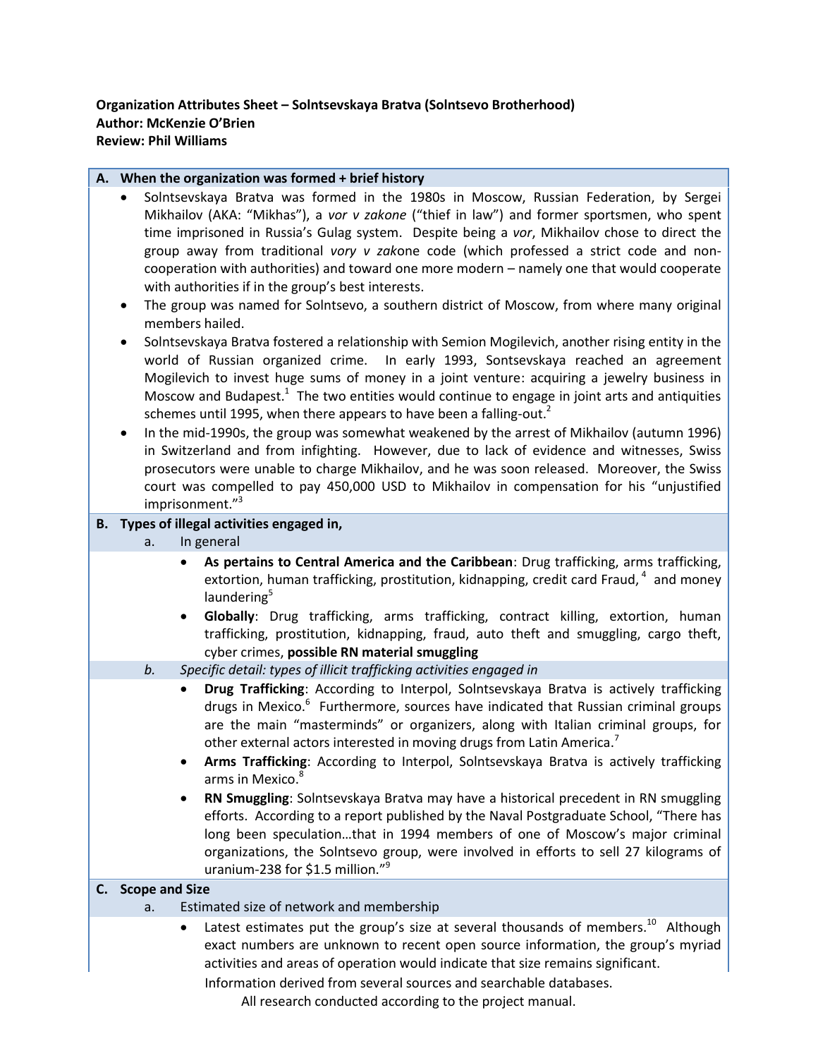**Organization Attributes Sheet – Solntsevskaya Bratva (Solntsevo Brotherhood)**
**Author: McKenzie O'Brien**
**Review: Phil Williams**

## A. When the organization was formed + brief history

- Solntsevskaya Bratva was formed in the 1980s in Moscow, Russian Federation, by Sergei Mikhailov (AKA: "Mikhas"), a *vor v zakone* ("thief in law") and former sportsmen, who spent time imprisoned in Russia's Gulag system. Despite being a *vor*, Mikhailov chose to direct the group away from traditional *vory v zak*one code (which professed a strict code and non-cooperation with authorities) and toward one more modern – namely one that would cooperate with authorities if in the group's best interests.
- The group was named for Solntsevo, a southern district of Moscow, from where many original members hailed.
- Solntsevskaya Bratva fostered a relationship with Semion Mogilevich, another rising entity in the world of Russian organized crime. In early 1993, Sontsevskaya reached an agreement Mogilevich to invest huge sums of money in a joint venture: acquiring a jewelry business in Moscow and Budapest.[1] The two entities would continue to engage in joint arts and antiquities schemes until 1995, when there appears to have been a falling-out.[2]
- In the mid-1990s, the group was somewhat weakened by the arrest of Mikhailov (autumn 1996) in Switzerland and from infighting. However, due to lack of evidence and witnesses, Swiss prosecutors were unable to charge Mikhailov, and he was soon released. Moreover, the Swiss court was compelled to pay 450,000 USD to Mikhailov in compensation for his "unjustified imprisonment."[3]

## B. Types of illegal activities engaged in,

### a. In general

- **As pertains to Central America and the Caribbean**: Drug trafficking, arms trafficking, extortion, human trafficking, prostitution, kidnapping, credit card Fraud,[4] and money laundering[5]
- **Globally**: Drug trafficking, arms trafficking, contract killing, extortion, human trafficking, prostitution, kidnapping, fraud, auto theft and smuggling, cargo theft, cyber crimes, **possible RN material smuggling**

### *b. Specific detail: types of illicit trafficking activities engaged in*

- **Drug Trafficking**: According to Interpol, Solntsevskaya Bratva is actively trafficking drugs in Mexico.[6] Furthermore, sources have indicated that Russian criminal groups are the main "masterminds" or organizers, along with Italian criminal groups, for other external actors interested in moving drugs from Latin America.[7]
- **Arms Trafficking**: According to Interpol, Solntsevskaya Bratva is actively trafficking arms in Mexico.[8]
- **RN Smuggling**: Solntsevskaya Bratva may have a historical precedent in RN smuggling efforts. According to a report published by the Naval Postgraduate School, "There has long been speculation…that in 1994 members of one of Moscow's major criminal organizations, the Solntsevo group, were involved in efforts to sell 27 kilograms of uranium-238 for $1.5 million."[9]

## C. Scope and Size

### a. Estimated size of network and membership

- Latest estimates put the group's size at several thousands of members.[10] Although exact numbers are unknown to recent open source information, the group's myriad activities and areas of operation would indicate that size remains significant.

Information derived from several sources and searchable databases.
All research conducted according to the project manual.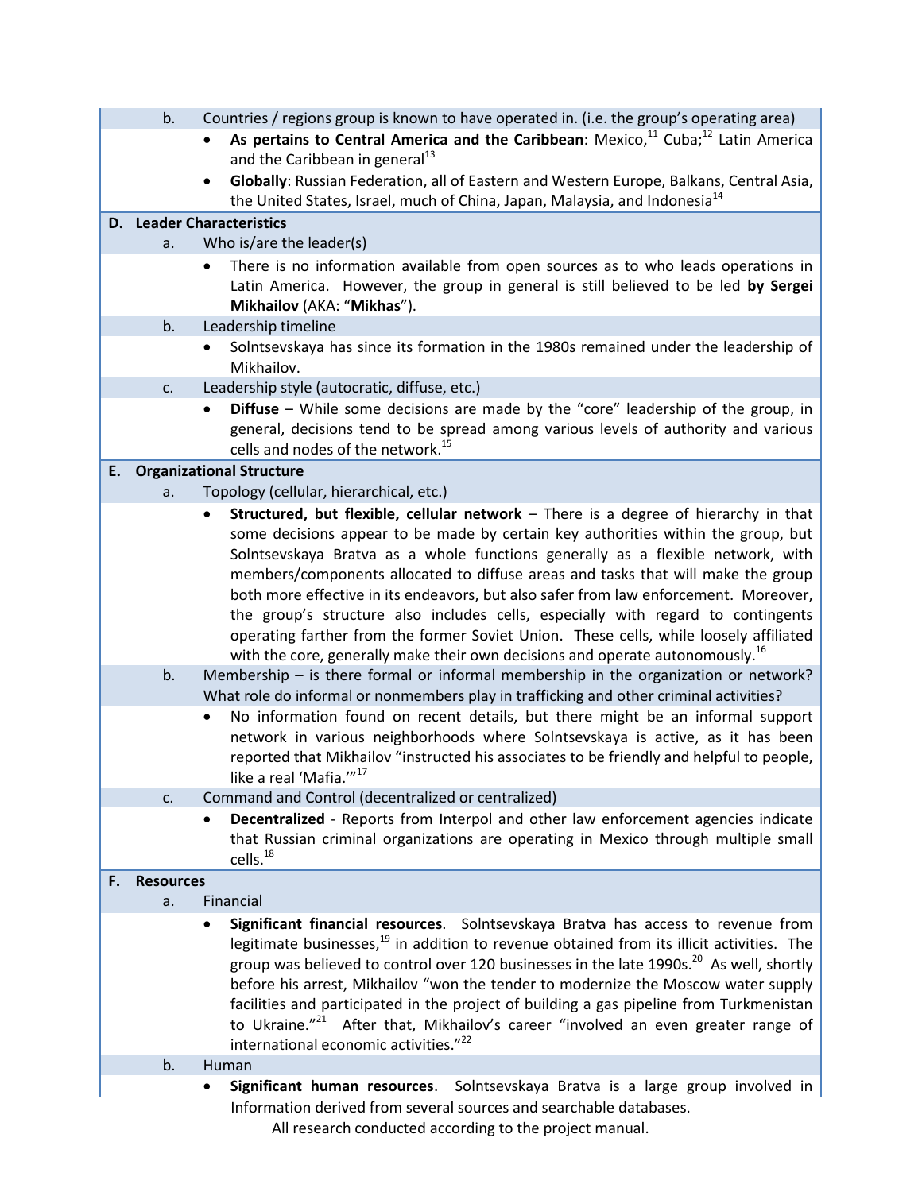b. Countries / regions group is known to have operated in. (i.e. the group's operating area)

- **As pertains to Central America and the Caribbean**: Mexico,[11] Cuba;[12] Latin America and the Caribbean in general[13]
- **Globally**: Russian Federation, all of Eastern and Western Europe, Balkans, Central Asia, the United States, Israel, much of China, Japan, Malaysia, and Indonesia[14]

**D. Leader Characteristics**

a. Who is/are the leader(s)

- There is no information available from open sources as to who leads operations in Latin America. However, the group in general is still believed to be led **by Sergei Mikhailov** (AKA: "**Mikhas**").

b. Leadership timeline

- Solntsevskaya has since its formation in the 1980s remained under the leadership of Mikhailov.

c. Leadership style (autocratic, diffuse, etc.)

- **Diffuse** – While some decisions are made by the "core" leadership of the group, in general, decisions tend to be spread among various levels of authority and various cells and nodes of the network.[15]

**E. Organizational Structure**

a. Topology (cellular, hierarchical, etc.)

- **Structured, but flexible, cellular network** – There is a degree of hierarchy in that some decisions appear to be made by certain key authorities within the group, but Solntsevskaya Bratva as a whole functions generally as a flexible network, with members/components allocated to diffuse areas and tasks that will make the group both more effective in its endeavors, but also safer from law enforcement. Moreover, the group's structure also includes cells, especially with regard to contingents operating farther from the former Soviet Union. These cells, while loosely affiliated with the core, generally make their own decisions and operate autonomously.[16]

b. Membership – is there formal or informal membership in the organization or network? What role do informal or nonmembers play in trafficking and other criminal activities?

- No information found on recent details, but there might be an informal support network in various neighborhoods where Solntsevskaya is active, as it has been reported that Mikhailov "instructed his associates to be friendly and helpful to people, like a real 'Mafia.'"[17]

c. Command and Control (decentralized or centralized)

- **Decentralized** - Reports from Interpol and other law enforcement agencies indicate that Russian criminal organizations are operating in Mexico through multiple small cells.[18]

**F. Resources**

a. Financial

- **Significant financial resources**. Solntsevskaya Bratva has access to revenue from legitimate businesses,[19] in addition to revenue obtained from its illicit activities. The group was believed to control over 120 businesses in the late 1990s.[20] As well, shortly before his arrest, Mikhailov "won the tender to modernize the Moscow water supply facilities and participated in the project of building a gas pipeline from Turkmenistan to Ukraine."[21] After that, Mikhailov's career "involved an even greater range of international economic activities."[22]

b. Human

- **Significant human resources**. Solntsevskaya Bratva is a large group involved in

Information derived from several sources and searchable databases.

All research conducted according to the project manual.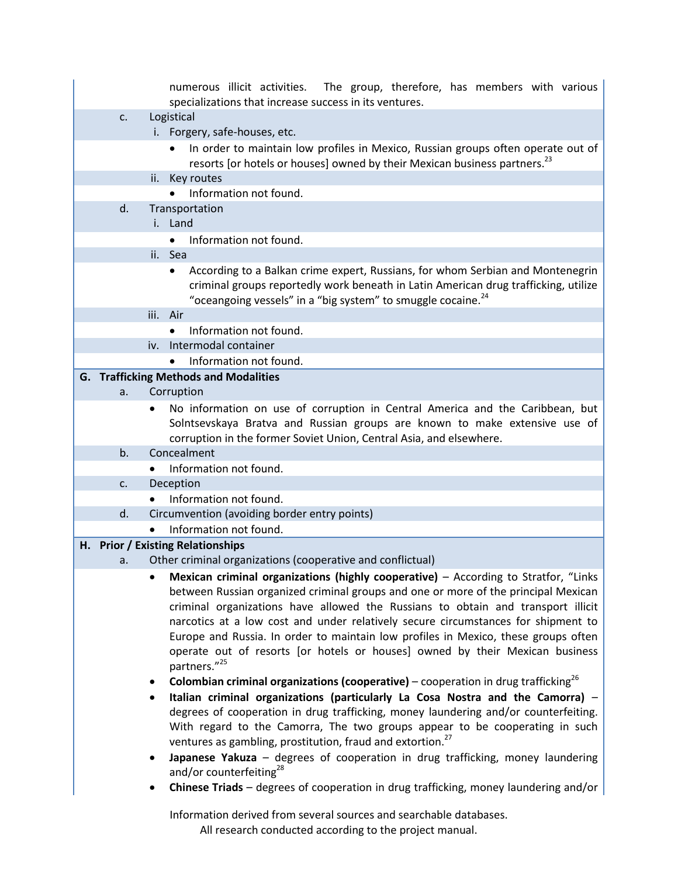numerous illicit activities. The group, therefore, has members with various specializations that increase success in its ventures.

c. Logistical

i. Forgery, safe-houses, etc.

- In order to maintain low profiles in Mexico, Russian groups often operate out of resorts [or hotels or houses] owned by their Mexican business partners.[23]

ii. Key routes

- Information not found.

d. Transportation

i. Land

- Information not found.

ii. Sea

- According to a Balkan crime expert, Russians, for whom Serbian and Montenegrin criminal groups reportedly work beneath in Latin American drug trafficking, utilize "oceangoing vessels" in a "big system" to smuggle cocaine.[24]

iii. Air

- Information not found.

iv. Intermodal container

- Information not found.

**G. Trafficking Methods and Modalities**

a. Corruption

- No information on use of corruption in Central America and the Caribbean, but Solntsevskaya Bratva and Russian groups are known to make extensive use of corruption in the former Soviet Union, Central Asia, and elsewhere.

b. Concealment

- Information not found.

c. Deception

- Information not found.

d. Circumvention (avoiding border entry points)

- Information not found.

**H. Prior / Existing Relationships**

a. Other criminal organizations (cooperative and conflictual)

- **Mexican criminal organizations (highly cooperative)** – According to Stratfor, "Links between Russian organized criminal groups and one or more of the principal Mexican criminal organizations have allowed the Russians to obtain and transport illicit narcotics at a low cost and under relatively secure circumstances for shipment to Europe and Russia. In order to maintain low profiles in Mexico, these groups often operate out of resorts [or hotels or houses] owned by their Mexican business partners."[25]
- **Colombian criminal organizations (cooperative)** – cooperation in drug trafficking[26]
- **Italian criminal organizations (particularly La Cosa Nostra and the Camorra)** – degrees of cooperation in drug trafficking, money laundering and/or counterfeiting. With regard to the Camorra, The two groups appear to be cooperating in such ventures as gambling, prostitution, fraud and extortion.[27]
- **Japanese Yakuza** – degrees of cooperation in drug trafficking, money laundering and/or counterfeiting[28]
- **Chinese Triads** – degrees of cooperation in drug trafficking, money laundering and/or

Information derived from several sources and searchable databases.
All research conducted according to the project manual.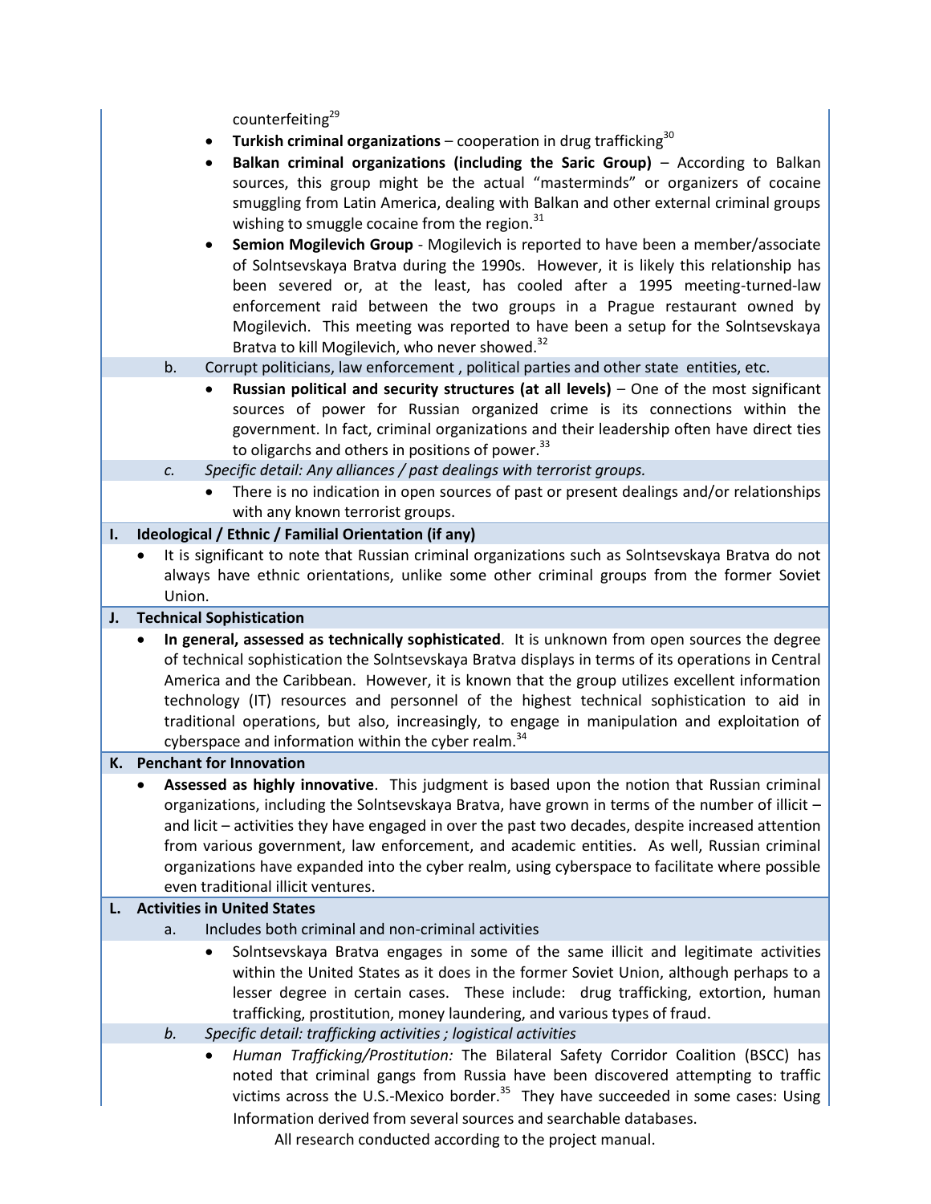counterfeiting[29]

- **Turkish criminal organizations** – cooperation in drug trafficking[30]
- **Balkan criminal organizations (including the Saric Group)** – According to Balkan sources, this group might be the actual "masterminds" or organizers of cocaine smuggling from Latin America, dealing with Balkan and other external criminal groups wishing to smuggle cocaine from the region.[31]
- **Semion Mogilevich Group** - Mogilevich is reported to have been a member/associate of Solntsevskaya Bratva during the 1990s. However, it is likely this relationship has been severed or, at the least, has cooled after a 1995 meeting-turned-law enforcement raid between the two groups in a Prague restaurant owned by Mogilevich. This meeting was reported to have been a setup for the Solntsevskaya Bratva to kill Mogilevich, who never showed.[32]

b. Corrupt politicians, law enforcement , political parties and other state entities, etc.

- **Russian political and security structures (at all levels)** – One of the most significant sources of power for Russian organized crime is its connections within the government. In fact, criminal organizations and their leadership often have direct ties to oligarchs and others in positions of power.[33]

*c. Specific detail: Any alliances / past dealings with terrorist groups.*

- There is no indication in open sources of past or present dealings and/or relationships with any known terrorist groups.

**I. Ideological / Ethnic / Familial Orientation (if any)**

- It is significant to note that Russian criminal organizations such as Solntsevskaya Bratva do not always have ethnic orientations, unlike some other criminal groups from the former Soviet Union.

**J. Technical Sophistication**

- **In general, assessed as technically sophisticated**. It is unknown from open sources the degree of technical sophistication the Solntsevskaya Bratva displays in terms of its operations in Central America and the Caribbean. However, it is known that the group utilizes excellent information technology (IT) resources and personnel of the highest technical sophistication to aid in traditional operations, but also, increasingly, to engage in manipulation and exploitation of cyberspace and information within the cyber realm.[34]

**K. Penchant for Innovation**

- **Assessed as highly innovative**. This judgment is based upon the notion that Russian criminal organizations, including the Solntsevskaya Bratva, have grown in terms of the number of illicit – and licit – activities they have engaged in over the past two decades, despite increased attention from various government, law enforcement, and academic entities. As well, Russian criminal organizations have expanded into the cyber realm, using cyberspace to facilitate where possible even traditional illicit ventures.

**L. Activities in United States**

a. Includes both criminal and non-criminal activities

- Solntsevskaya Bratva engages in some of the same illicit and legitimate activities within the United States as it does in the former Soviet Union, although perhaps to a lesser degree in certain cases. These include: drug trafficking, extortion, human trafficking, prostitution, money laundering, and various types of fraud.

*b. Specific detail: trafficking activities ; logistical activities*

- *Human Trafficking/Prostitution:* The Bilateral Safety Corridor Coalition (BSCC) has noted that criminal gangs from Russia have been discovered attempting to traffic victims across the U.S.-Mexico border.[35] They have succeeded in some cases: Using

Information derived from several sources and searchable databases.
All research conducted according to the project manual.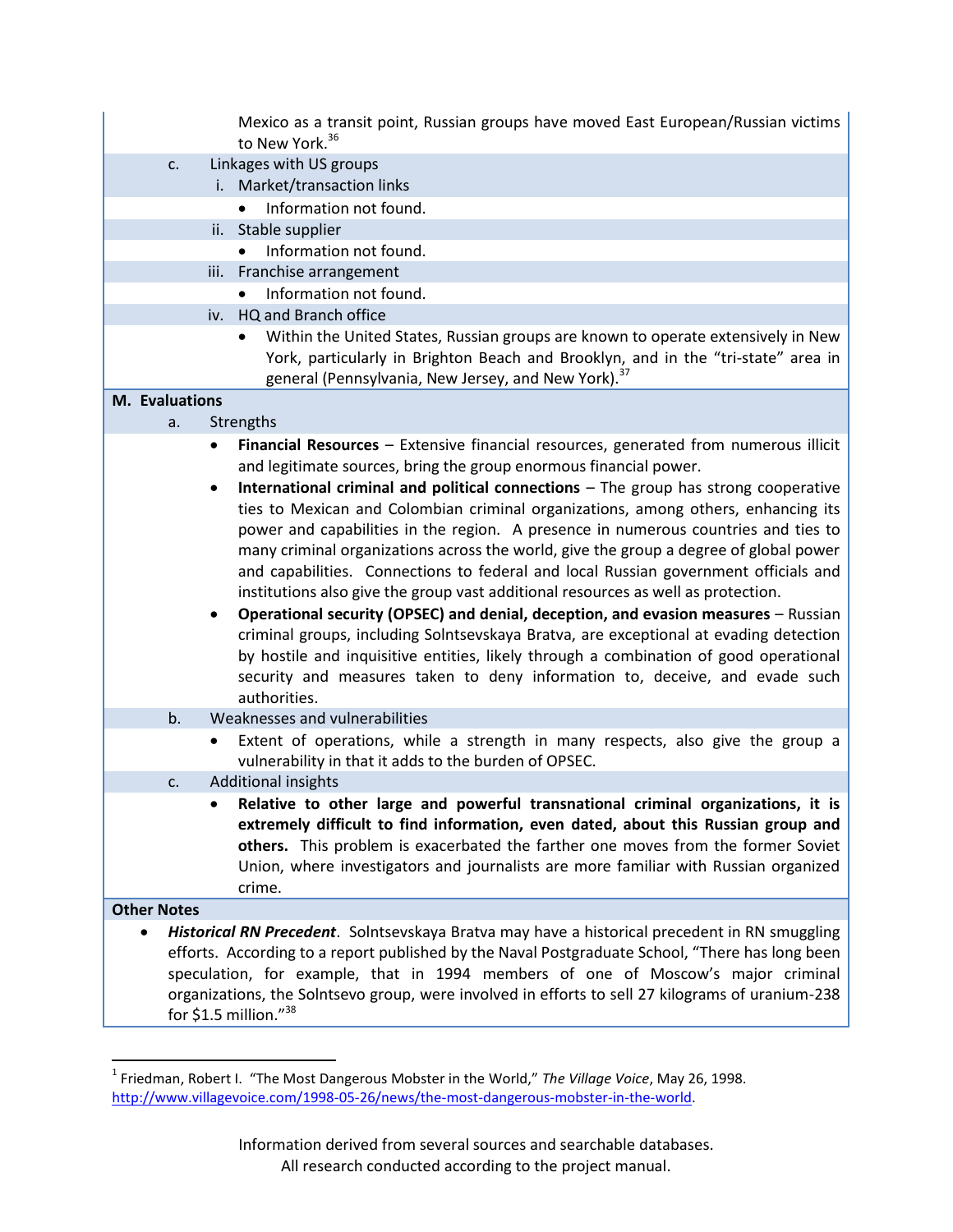Mexico as a transit point, Russian groups have moved East European/Russian victims to New York.[36]

c. Linkages with US groups

i. Market/transaction links

- Information not found.

ii. Stable supplier

- Information not found.

iii. Franchise arrangement

- Information not found.

iv. HQ and Branch office

- Within the United States, Russian groups are known to operate extensively in New York, particularly in Brighton Beach and Brooklyn, and in the "tri-state" area in general (Pennsylvania, New Jersey, and New York).[37]

**M. Evaluations**

a. Strengths

- **Financial Resources** – Extensive financial resources, generated from numerous illicit and legitimate sources, bring the group enormous financial power.
- **International criminal and political connections** – The group has strong cooperative ties to Mexican and Colombian criminal organizations, among others, enhancing its power and capabilities in the region. A presence in numerous countries and ties to many criminal organizations across the world, give the group a degree of global power and capabilities. Connections to federal and local Russian government officials and institutions also give the group vast additional resources as well as protection.
- **Operational security (OPSEC) and denial, deception, and evasion measures** – Russian criminal groups, including Solntsevskaya Bratva, are exceptional at evading detection by hostile and inquisitive entities, likely through a combination of good operational security and measures taken to deny information to, deceive, and evade such authorities.

b. Weaknesses and vulnerabilities

- Extent of operations, while a strength in many respects, also give the group a vulnerability in that it adds to the burden of OPSEC.

c. Additional insights

- **Relative to other large and powerful transnational criminal organizations, it is extremely difficult to find information, even dated, about this Russian group and others.** This problem is exacerbated the farther one moves from the former Soviet Union, where investigators and journalists are more familiar with Russian organized crime.

**Other Notes**

- ***Historical RN Precedent***. Solntsevskaya Bratva may have a historical precedent in RN smuggling efforts. According to a report published by the Naval Postgraduate School, "There has long been speculation, for example, that in 1994 members of one of Moscow's major criminal organizations, the Solntsevo group, were involved in efforts to sell 27 kilograms of uranium-238 for $1.5 million."[38]

---

[1] Friedman, Robert I. "The Most Dangerous Mobster in the World," *The Village Voice*, May 26, 1998. http://www.villagevoice.com/1998-05-26/news/the-most-dangerous-mobster-in-the-world.

Information derived from several sources and searchable databases.
All research conducted according to the project manual.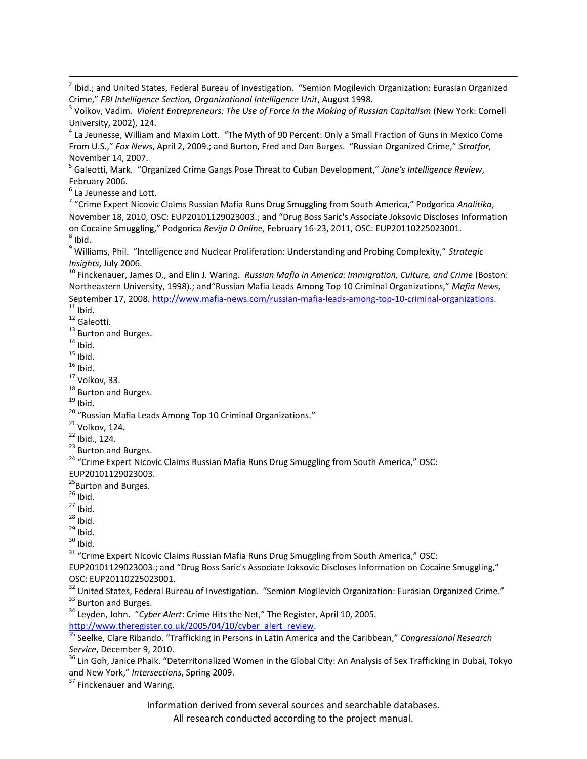[2] Ibid.; and United States, Federal Bureau of Investigation. "Semion Mogilevich Organization: Eurasian Organized Crime," *FBI Intelligence Section, Organizational Intelligence Unit*, August 1998.

[3] Volkov, Vadim. *Violent Entrepreneurs: The Use of Force in the Making of Russian Capitalism* (New York: Cornell University, 2002), 124.

[4] La Jeunesse, William and Maxim Lott. "The Myth of 90 Percent: Only a Small Fraction of Guns in Mexico Come From U.S.," *Fox News*, April 2, 2009.; and Burton, Fred and Dan Burges. "Russian Organized Crime," *Stratfor*, November 14, 2007.

[5] Galeotti, Mark. "Organized Crime Gangs Pose Threat to Cuban Development," *Jane's Intelligence Review*, February 2006.

[6] La Jeunesse and Lott.

[7] "Crime Expert Nicovic Claims Russian Mafia Runs Drug Smuggling from South America," Podgorica *Analitika*, November 18, 2010, OSC: EUP20101129023003.; and "Drug Boss Saric's Associate Joksovic Discloses Information on Cocaine Smuggling," Podgorica *Revija D Online*, February 16-23, 2011, OSC: EUP20110225023001.

[8] Ibid.

[9] Williams, Phil. "Intelligence and Nuclear Proliferation: Understanding and Probing Complexity," *Strategic Insights*, July 2006.

[10] Finckenauer, James O., and Elin J. Waring. *Russian Mafia in America: Immigration, Culture, and Crime* (Boston: Northeastern University, 1998).; and"Russian Mafia Leads Among Top 10 Criminal Organizations," *Mafia News*, September 17, 2008. http://www.mafia-news.com/russian-mafia-leads-among-top-10-criminal-organizations.

[11] Ibid.

[12] Galeotti.

[13] Burton and Burges.

[14] Ibid.

[15] Ibid.

[16] Ibid.

[17] Volkov, 33.

[18] Burton and Burges.

[19] Ibid.

[20] "Russian Mafia Leads Among Top 10 Criminal Organizations."

[21] Volkov, 124.

[22] Ibid., 124.

[23] Burton and Burges.

[24] "Crime Expert Nicovic Claims Russian Mafia Runs Drug Smuggling from South America," OSC: EUP20101129023003.

[25] Burton and Burges.

[26] Ibid.

[27] Ibid.

[28] Ibid.

[29] Ibid.

[30] Ibid.

[31] "Crime Expert Nicovic Claims Russian Mafia Runs Drug Smuggling from South America," OSC: EUP20101129023003.; and "Drug Boss Saric's Associate Joksovic Discloses Information on Cocaine Smuggling," OSC: EUP20110225023001.

[32] United States, Federal Bureau of Investigation. "Semion Mogilevich Organization: Eurasian Organized Crime."

[33] Burton and Burges.

[34] Leyden, John. "*Cyber Alert*: Crime Hits the Net," The Register, April 10, 2005. http://www.theregister.co.uk/2005/04/10/cyber_alert_review.

[35] Seelke, Clare Ribando. "Trafficking in Persons in Latin America and the Caribbean," *Congressional Research Service*, December 9, 2010.

[36] Lin Goh, Janice Phaik. "Deterritorialized Women in the Global City: An Analysis of Sex Trafficking in Dubai, Tokyo and New York," *Intersections*, Spring 2009.

[37] Finckenauer and Waring.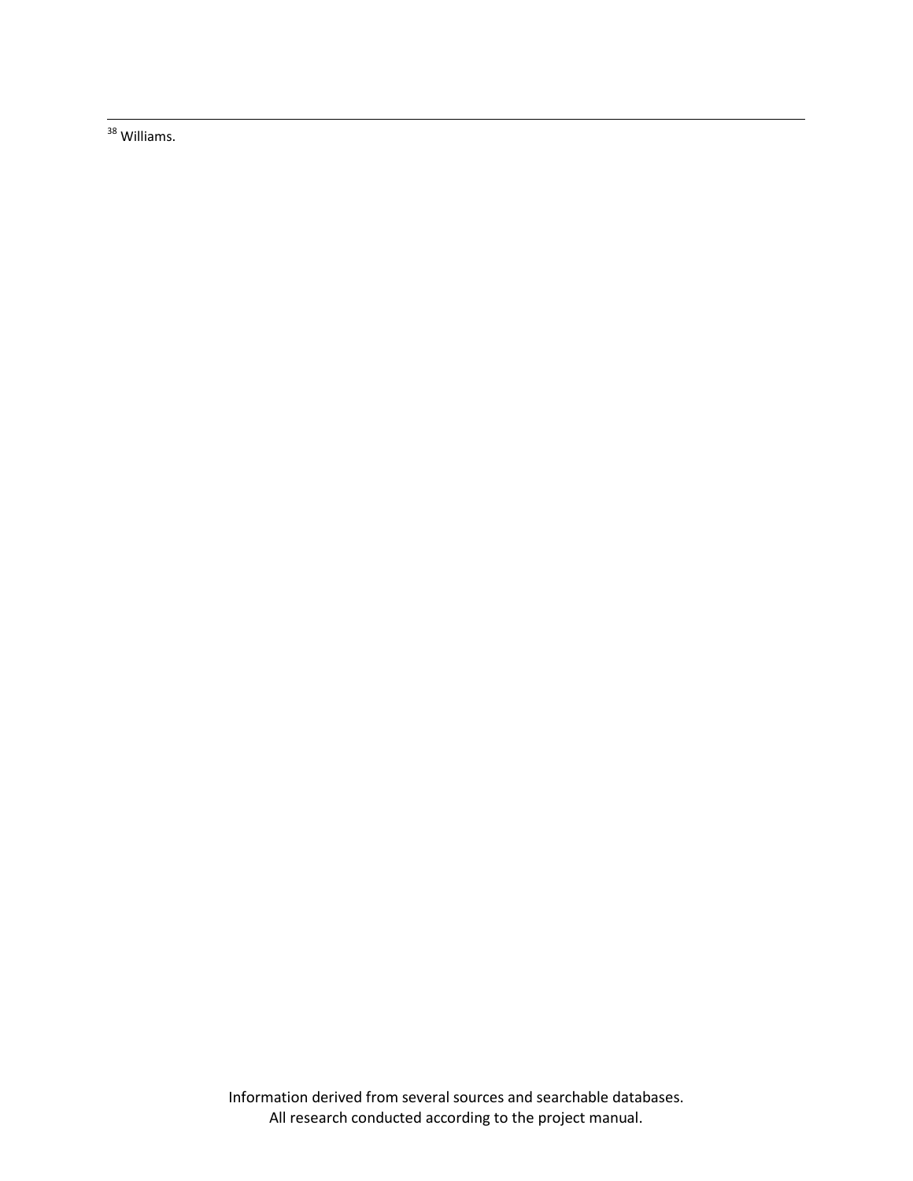[38] Williams.